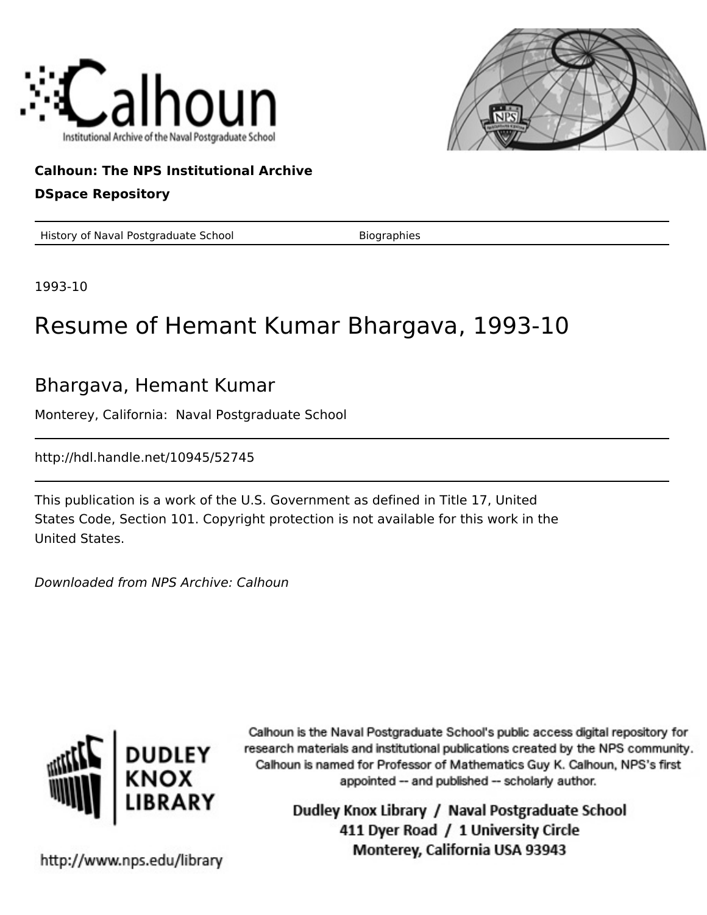Calhoun

Institutional Archive of the Naval Postgraduate School

**Calhoun: The NPS Institutional Archive**

**DSpace Repository**

| History of Naval Postgraduate School | Biographies |
|---|---|

1993-10

# Resume of Hemant Kumar Bhargava, 1993-10

## Bhargava, Hemant Kumar

Monterey, California: Naval Postgraduate School

http://hdl.handle.net/10945/52745

This publication is a work of the U.S. Government as defined in Title 17, United States Code, Section 101. Copyright protection is not available for this work in the United States.

*Downloaded from NPS Archive: Calhoun*

DUDLEY KNOX LIBRARY

Calhoun is the Naval Postgraduate School's public access digital repository for research materials and institutional publications created by the NPS community. Calhoun is named for Professor of Mathematics Guy K. Calhoun, NPS's first appointed -- and published -- scholarly author.

**Dudley Knox Library / Naval Postgraduate School**
**411 Dyer Road / 1 University Circle**
**Monterey, California USA 93943**

http://www.nps.edu/library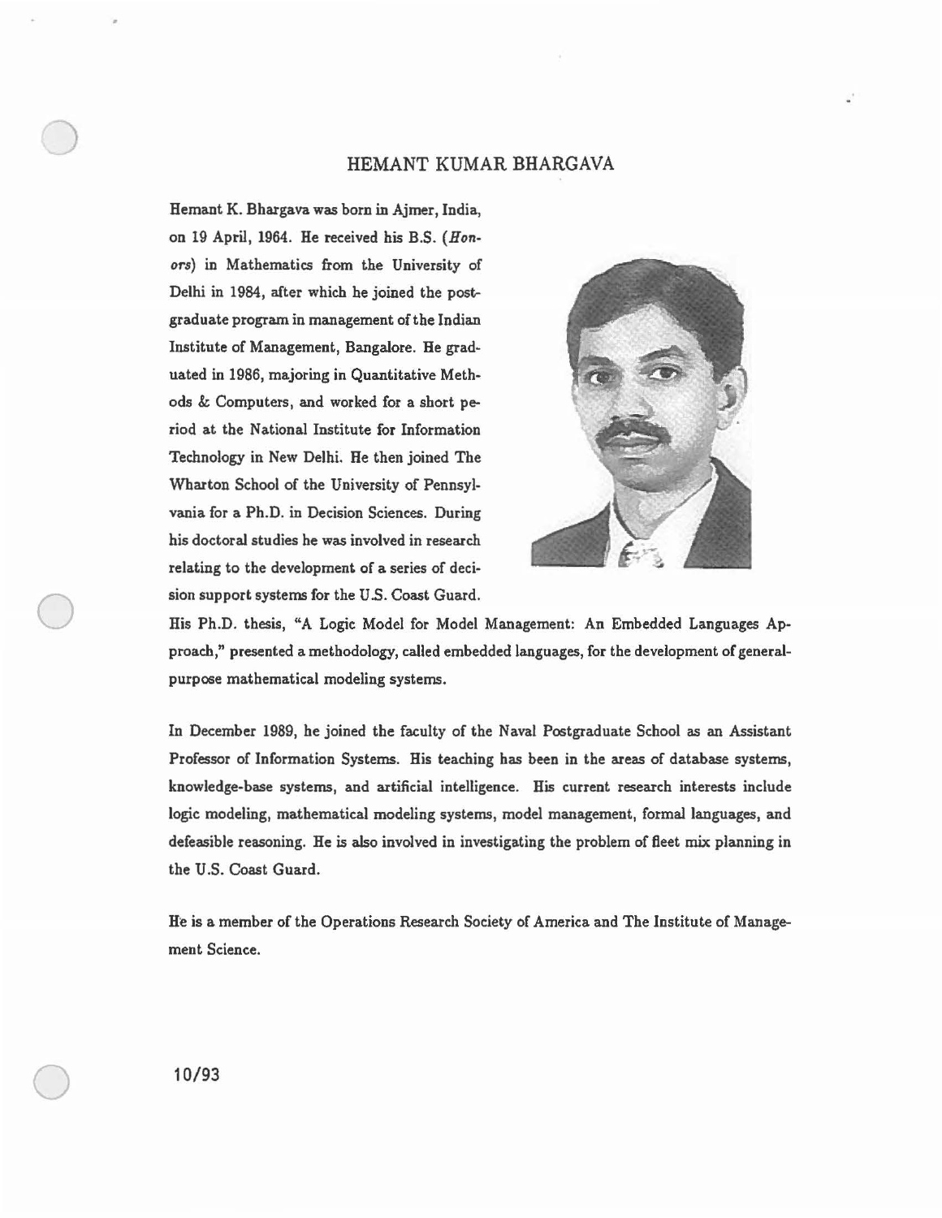# HEMANT KUMAR BHARGAVA

Hemant K. Bhargava was born in Ajmer, India, on 19 April, 1964. He received his B.S. (*Honors*) in Mathematics from the University of Delhi in 1984, after which he joined the post-graduate program in management of the Indian Institute of Management, Bangalore. He graduated in 1986, majoring in Quantitative Methods & Computers, and worked for a short period at the National Institute for Information Technology in New Delhi. He then joined The Wharton School of the University of Pennsylvania for a Ph.D. in Decision Sciences. During his doctoral studies he was involved in research relating to the development of a series of decision support systems for the U.S. Coast Guard. His Ph.D. thesis, "A Logic Model for Model Management: An Embedded Languages Approach," presented a methodology, called embedded languages, for the development of general-purpose mathematical modeling systems.

In December 1989, he joined the faculty of the Naval Postgraduate School as an Assistant Professor of Information Systems. His teaching has been in the areas of database systems, knowledge-base systems, and artificial intelligence. His current research interests include logic modeling, mathematical modeling systems, model management, formal languages, and defeasible reasoning. He is also involved in investigating the problem of fleet mix planning in the U.S. Coast Guard.

He is a member of the Operations Research Society of America and The Institute of Management Science.

10/93